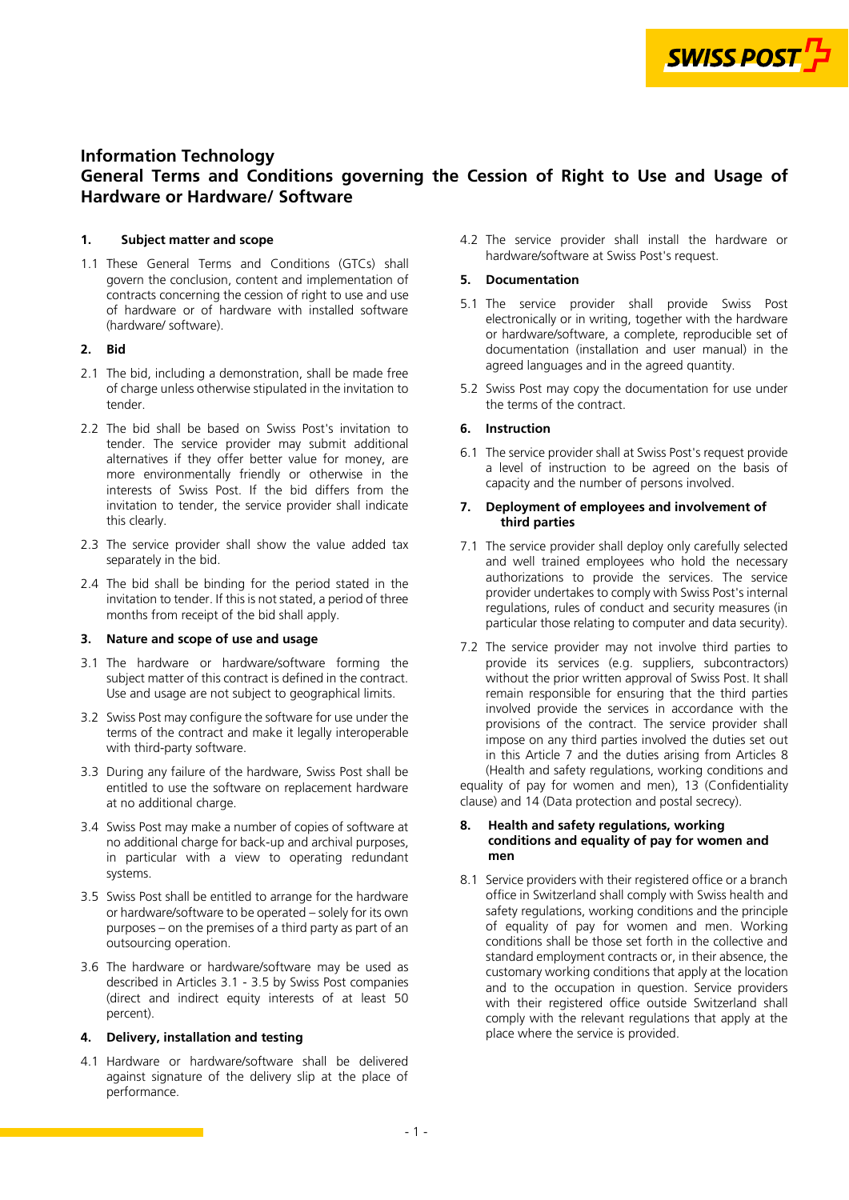**Information Technology**

# General Terms and Conditions governing the Cession of Right to Use and Usage of Hardware or Hardware/ Software

## 1. Subject matter and scope

1.1 These General Terms and Conditions (GTCs) shall govern the conclusion, content and implementation of contracts concerning the cession of right to use and use of hardware or of hardware with installed software (hardware/ software).

## 2. Bid

2.1 The bid, including a demonstration, shall be made free of charge unless otherwise stipulated in the invitation to tender.

2.2 The bid shall be based on Swiss Post's invitation to tender. The service provider may submit additional alternatives if they offer better value for money, are more environmentally friendly or otherwise in the interests of Swiss Post. If the bid differs from the invitation to tender, the service provider shall indicate this clearly.

2.3 The service provider shall show the value added tax separately in the bid.

2.4 The bid shall be binding for the period stated in the invitation to tender. If this is not stated, a period of three months from receipt of the bid shall apply.

## 3. Nature and scope of use and usage

3.1 The hardware or hardware/software forming the subject matter of this contract is defined in the contract. Use and usage are not subject to geographical limits.

3.2 Swiss Post may configure the software for use under the terms of the contract and make it legally interoperable with third-party software.

3.3 During any failure of the hardware, Swiss Post shall be entitled to use the software on replacement hardware at no additional charge.

3.4 Swiss Post may make a number of copies of software at no additional charge for back-up and archival purposes, in particular with a view to operating redundant systems.

3.5 Swiss Post shall be entitled to arrange for the hardware or hardware/software to be operated – solely for its own purposes – on the premises of a third party as part of an outsourcing operation.

3.6 The hardware or hardware/software may be used as described in Articles 3.1 - 3.5 by Swiss Post companies (direct and indirect equity interests of at least 50 percent).

## 4. Delivery, installation and testing

4.1 Hardware or hardware/software shall be delivered against signature of the delivery slip at the place of performance.

4.2 The service provider shall install the hardware or hardware/software at Swiss Post's request.

## 5. Documentation

5.1 The service provider shall provide Swiss Post electronically or in writing, together with the hardware or hardware/software, a complete, reproducible set of documentation (installation and user manual) in the agreed languages and in the agreed quantity.

5.2 Swiss Post may copy the documentation for use under the terms of the contract.

## 6. Instruction

6.1 The service provider shall at Swiss Post's request provide a level of instruction to be agreed on the basis of capacity and the number of persons involved.

## 7. Deployment of employees and involvement of third parties

7.1 The service provider shall deploy only carefully selected and well trained employees who hold the necessary authorizations to provide the services. The service provider undertakes to comply with Swiss Post's internal regulations, rules of conduct and security measures (in particular those relating to computer and data security).

7.2 The service provider may not involve third parties to provide its services (e.g. suppliers, subcontractors) without the prior written approval of Swiss Post. It shall remain responsible for ensuring that the third parties involved provide the services in accordance with the provisions of the contract. The service provider shall impose on any third parties involved the duties set out in this Article 7 and the duties arising from Articles 8 (Health and safety regulations, working conditions and equality of pay for women and men), 13 (Confidentiality clause) and 14 (Data protection and postal secrecy).

## 8. Health and safety regulations, working conditions and equality of pay for women and men

8.1 Service providers with their registered office or a branch office in Switzerland shall comply with Swiss health and safety regulations, working conditions and the principle of equality of pay for women and men. Working conditions shall be those set forth in the collective and standard employment contracts or, in their absence, the customary working conditions that apply at the location and to the occupation in question. Service providers with their registered office outside Switzerland shall comply with the relevant regulations that apply at the place where the service is provided.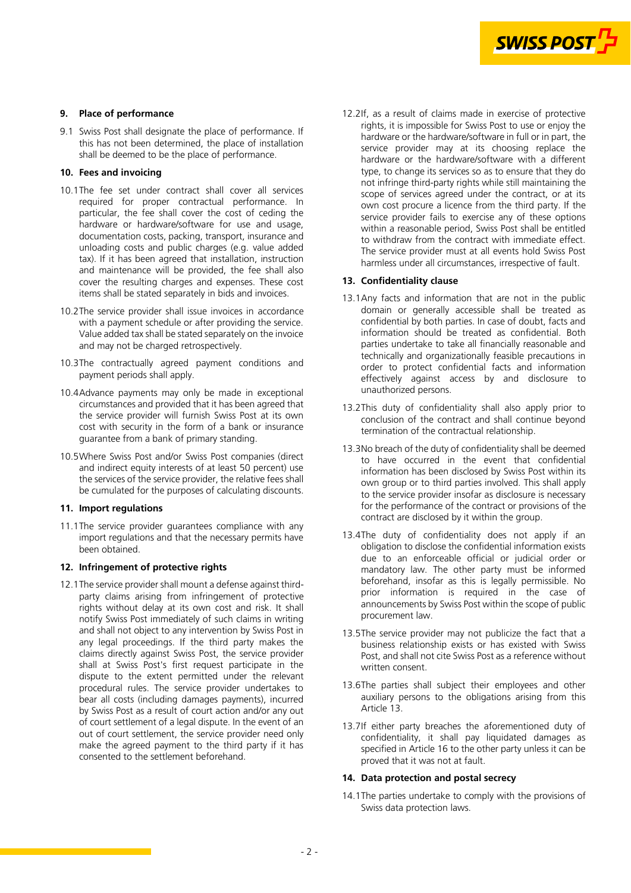## 9. Place of performance

9.1 Swiss Post shall designate the place of performance. If this has not been determined, the place of installation shall be deemed to be the place of performance.

## 10. Fees and invoicing

10.1 The fee set under contract shall cover all services required for proper contractual performance. In particular, the fee shall cover the cost of ceding the hardware or hardware/software for use and usage, documentation costs, packing, transport, insurance and unloading costs and public charges (e.g. value added tax). If it has been agreed that installation, instruction and maintenance will be provided, the fee shall also cover the resulting charges and expenses. These cost items shall be stated separately in bids and invoices.

10.2 The service provider shall issue invoices in accordance with a payment schedule or after providing the service. Value added tax shall be stated separately on the invoice and may not be charged retrospectively.

10.3 The contractually agreed payment conditions and payment periods shall apply.

10.4 Advance payments may only be made in exceptional circumstances and provided that it has been agreed that the service provider will furnish Swiss Post at its own cost with security in the form of a bank or insurance guarantee from a bank of primary standing.

10.5 Where Swiss Post and/or Swiss Post companies (direct and indirect equity interests of at least 50 percent) use the services of the service provider, the relative fees shall be cumulated for the purposes of calculating discounts.

## 11. Import regulations

11.1 The service provider guarantees compliance with any import regulations and that the necessary permits have been obtained.

## 12. Infringement of protective rights

12.1 The service provider shall mount a defense against third-party claims arising from infringement of protective rights without delay at its own cost and risk. It shall notify Swiss Post immediately of such claims in writing and shall not object to any intervention by Swiss Post in any legal proceedings. If the third party makes the claims directly against Swiss Post, the service provider shall at Swiss Post's first request participate in the dispute to the extent permitted under the relevant procedural rules. The service provider undertakes to bear all costs (including damages payments), incurred by Swiss Post as a result of court action and/or any out of court settlement of a legal dispute. In the event of an out of court settlement, the service provider need only make the agreed payment to the third party if it has consented to the settlement beforehand.

12.2 If, as a result of claims made in exercise of protective rights, it is impossible for Swiss Post to use or enjoy the hardware or the hardware/software in full or in part, the service provider may at its choosing replace the hardware or the hardware/software with a different type, to change its services so as to ensure that they do not infringe third-party rights while still maintaining the scope of services agreed under the contract, or at its own cost procure a licence from the third party. If the service provider fails to exercise any of these options within a reasonable period, Swiss Post shall be entitled to withdraw from the contract with immediate effect. The service provider must at all events hold Swiss Post harmless under all circumstances, irrespective of fault.

## 13. Confidentiality clause

13.1 Any facts and information that are not in the public domain or generally accessible shall be treated as confidential by both parties. In case of doubt, facts and information should be treated as confidential. Both parties undertake to take all financially reasonable and technically and organizationally feasible precautions in order to protect confidential facts and information effectively against access by and disclosure to unauthorized persons.

13.2 This duty of confidentiality shall also apply prior to conclusion of the contract and shall continue beyond termination of the contractual relationship.

13.3 No breach of the duty of confidentiality shall be deemed to have occurred in the event that confidential information has been disclosed by Swiss Post within its own group or to third parties involved. This shall apply to the service provider insofar as disclosure is necessary for the performance of the contract or provisions of the contract are disclosed by it within the group.

13.4 The duty of confidentiality does not apply if an obligation to disclose the confidential information exists due to an enforceable official or judicial order or mandatory law. The other party must be informed beforehand, insofar as this is legally permissible. No prior information is required in the case of announcements by Swiss Post within the scope of public procurement law.

13.5 The service provider may not publicize the fact that a business relationship exists or has existed with Swiss Post, and shall not cite Swiss Post as a reference without written consent.

13.6 The parties shall subject their employees and other auxiliary persons to the obligations arising from this Article 13.

13.7 If either party breaches the aforementioned duty of confidentiality, it shall pay liquidated damages as specified in Article 16 to the other party unless it can be proved that it was not at fault.

## 14. Data protection and postal secrecy

14.1 The parties undertake to comply with the provisions of Swiss data protection laws.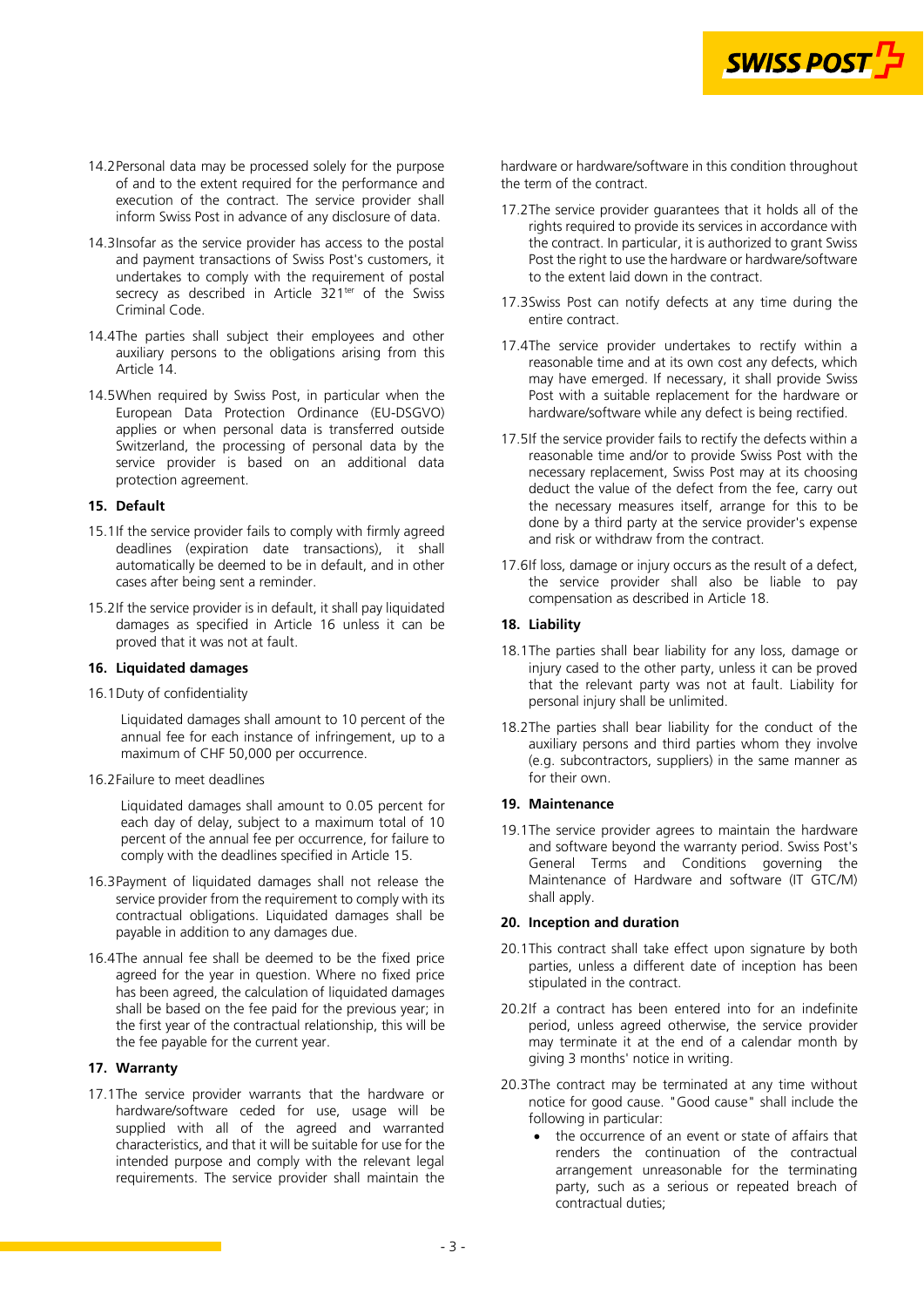14.2 Personal data may be processed solely for the purpose of and to the extent required for the performance and execution of the contract. The service provider shall inform Swiss Post in advance of any disclosure of data.

14.3 Insofar as the service provider has access to the postal and payment transactions of Swiss Post's customers, it undertakes to comply with the requirement of postal secrecy as described in Article 321[ter] of the Swiss Criminal Code.

14.4 The parties shall subject their employees and other auxiliary persons to the obligations arising from this Article 14.

14.5 When required by Swiss Post, in particular when the European Data Protection Ordinance (EU-DSGVO) applies or when personal data is transferred outside Switzerland, the processing of personal data by the service provider is based on an additional data protection agreement.

### 15. Default

15.1 If the service provider fails to comply with firmly agreed deadlines (expiration date transactions), it shall automatically be deemed to be in default, and in other cases after being sent a reminder.

15.2 If the service provider is in default, it shall pay liquidated damages as specified in Article 16 unless it can be proved that it was not at fault.

### 16. Liquidated damages

16.1 Duty of confidentiality

Liquidated damages shall amount to 10 percent of the annual fee for each instance of infringement, up to a maximum of CHF 50,000 per occurrence.

16.2 Failure to meet deadlines

Liquidated damages shall amount to 0.05 percent for each day of delay, subject to a maximum total of 10 percent of the annual fee per occurrence, for failure to comply with the deadlines specified in Article 15.

16.3 Payment of liquidated damages shall not release the service provider from the requirement to comply with its contractual obligations. Liquidated damages shall be payable in addition to any damages due.

16.4 The annual fee shall be deemed to be the fixed price agreed for the year in question. Where no fixed price has been agreed, the calculation of liquidated damages shall be based on the fee paid for the previous year; in the first year of the contractual relationship, this will be the fee payable for the current year.

### 17. Warranty

17.1 The service provider warrants that the hardware or hardware/software ceded for use, usage will be supplied with all of the agreed and warranted characteristics, and that it will be suitable for use for the intended purpose and comply with the relevant legal requirements. The service provider shall maintain the hardware or hardware/software in this condition throughout the term of the contract.

17.2 The service provider guarantees that it holds all of the rights required to provide its services in accordance with the contract. In particular, it is authorized to grant Swiss Post the right to use the hardware or hardware/software to the extent laid down in the contract.

17.3 Swiss Post can notify defects at any time during the entire contract.

17.4 The service provider undertakes to rectify within a reasonable time and at its own cost any defects, which may have emerged. If necessary, it shall provide Swiss Post with a suitable replacement for the hardware or hardware/software while any defect is being rectified.

17.5 If the service provider fails to rectify the defects within a reasonable time and/or to provide Swiss Post with the necessary replacement, Swiss Post may at its choosing deduct the value of the defect from the fee, carry out the necessary measures itself, arrange for this to be done by a third party at the service provider's expense and risk or withdraw from the contract.

17.6 If loss, damage or injury occurs as the result of a defect, the service provider shall also be liable to pay compensation as described in Article 18.

### 18. Liability

18.1 The parties shall bear liability for any loss, damage or injury cased to the other party, unless it can be proved that the relevant party was not at fault. Liability for personal injury shall be unlimited.

18.2 The parties shall bear liability for the conduct of the auxiliary persons and third parties whom they involve (e.g. subcontractors, suppliers) in the same manner as for their own.

### 19. Maintenance

19.1 The service provider agrees to maintain the hardware and software beyond the warranty period. Swiss Post's General Terms and Conditions governing the Maintenance of Hardware and software (IT GTC/M) shall apply.

### 20. Inception and duration

20.1 This contract shall take effect upon signature by both parties, unless a different date of inception has been stipulated in the contract.

20.2 If a contract has been entered into for an indefinite period, unless agreed otherwise, the service provider may terminate it at the end of a calendar month by giving 3 months' notice in writing.

20.3 The contract may be terminated at any time without notice for good cause. "Good cause" shall include the following in particular:

- the occurrence of an event or state of affairs that renders the continuation of the contractual arrangement unreasonable for the terminating party, such as a serious or repeated breach of contractual duties;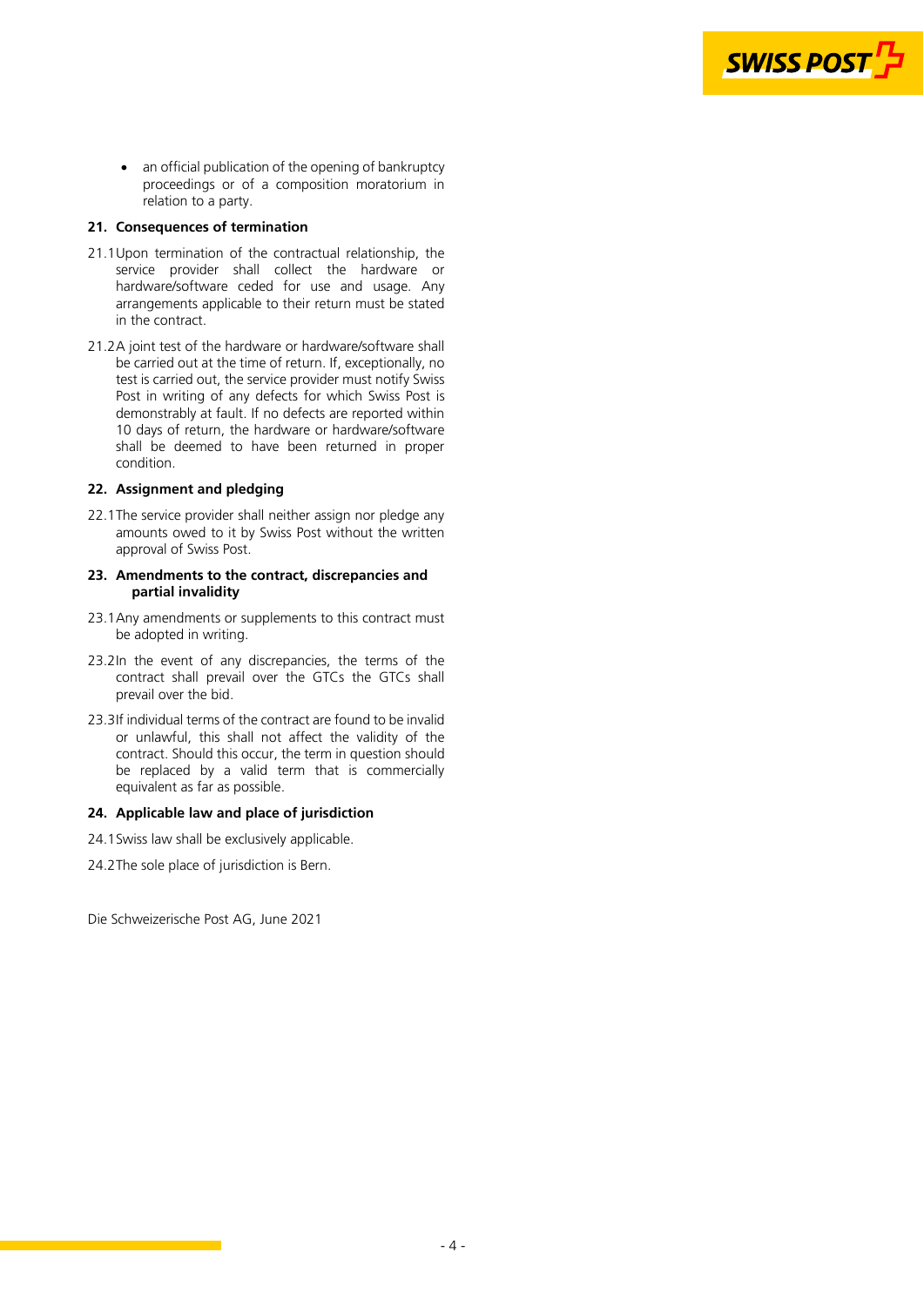- an official publication of the opening of bankruptcy proceedings or of a composition moratorium in relation to a party.

## 21. Consequences of termination

21.1 Upon termination of the contractual relationship, the service provider shall collect the hardware or hardware/software ceded for use and usage. Any arrangements applicable to their return must be stated in the contract.

21.2 A joint test of the hardware or hardware/software shall be carried out at the time of return. If, exceptionally, no test is carried out, the service provider must notify Swiss Post in writing of any defects for which Swiss Post is demonstrably at fault. If no defects are reported within 10 days of return, the hardware or hardware/software shall be deemed to have been returned in proper condition.

## 22. Assignment and pledging

22.1 The service provider shall neither assign nor pledge any amounts owed to it by Swiss Post without the written approval of Swiss Post.

## 23. Amendments to the contract, discrepancies and partial invalidity

23.1 Any amendments or supplements to this contract must be adopted in writing.

23.2 In the event of any discrepancies, the terms of the contract shall prevail over the GTCs the GTCs shall prevail over the bid.

23.3 If individual terms of the contract are found to be invalid or unlawful, this shall not affect the validity of the contract. Should this occur, the term in question should be replaced by a valid term that is commercially equivalent as far as possible.

## 24. Applicable law and place of jurisdiction

24.1 Swiss law shall be exclusively applicable.

24.2 The sole place of jurisdiction is Bern.

Die Schweizerische Post AG, June 2021